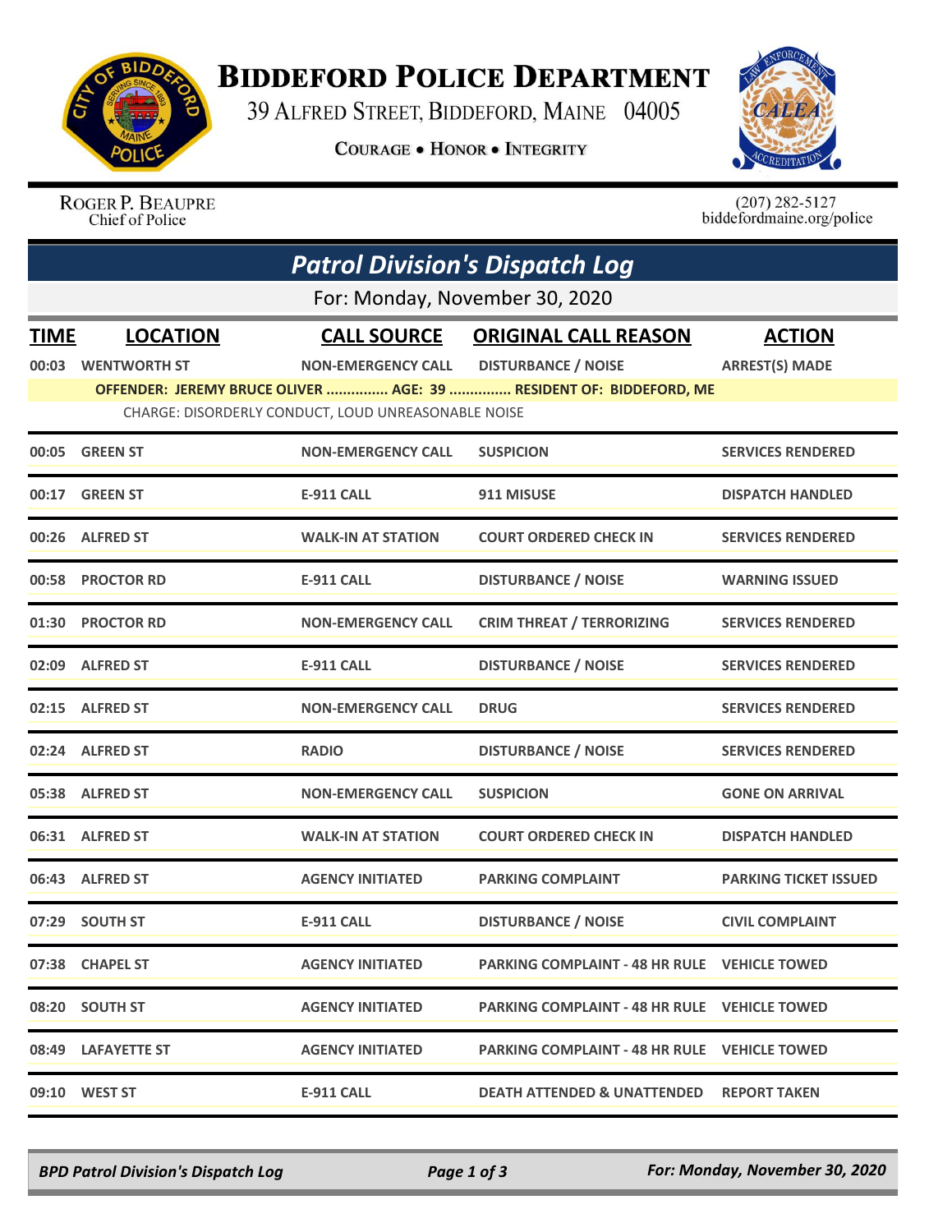# Biddeford Police Department

39 Alfred Street, Biddeford, Maine 04005

**Courage • Honor • Integrity**

Roger P. Beaupre
Chief of Police

(207) 282-5127
biddefordmaine.org/police

## *Patrol Division's Dispatch Log*

For: Monday, November 30, 2020

| TIME | LOCATION | CALL SOURCE | ORIGINAL CALL REASON | ACTION |
|---|---|---|---|---|
| 00:03 | WENTWORTH ST | NON-EMERGENCY CALL | DISTURBANCE / NOISE | ARREST(S) MADE |
| | OFFENDER: JEREMY BRUCE OLIVER ............... AGE: 39 ............... RESIDENT OF: BIDDEFORD, ME | | | |
| | CHARGE: DISORDERLY CONDUCT, LOUD UNREASONABLE NOISE | | | |
| 00:05 | GREEN ST | NON-EMERGENCY CALL | SUSPICION | SERVICES RENDERED |
| 00:17 | GREEN ST | E-911 CALL | 911 MISUSE | DISPATCH HANDLED |
| 00:26 | ALFRED ST | WALK-IN AT STATION | COURT ORDERED CHECK IN | SERVICES RENDERED |
| 00:58 | PROCTOR RD | E-911 CALL | DISTURBANCE / NOISE | WARNING ISSUED |
| 01:30 | PROCTOR RD | NON-EMERGENCY CALL | CRIM THREAT / TERRORIZING | SERVICES RENDERED |
| 02:09 | ALFRED ST | E-911 CALL | DISTURBANCE / NOISE | SERVICES RENDERED |
| 02:15 | ALFRED ST | NON-EMERGENCY CALL | DRUG | SERVICES RENDERED |
| 02:24 | ALFRED ST | RADIO | DISTURBANCE / NOISE | SERVICES RENDERED |
| 05:38 | ALFRED ST | NON-EMERGENCY CALL | SUSPICION | GONE ON ARRIVAL |
| 06:31 | ALFRED ST | WALK-IN AT STATION | COURT ORDERED CHECK IN | DISPATCH HANDLED |
| 06:43 | ALFRED ST | AGENCY INITIATED | PARKING COMPLAINT | PARKING TICKET ISSUED |
| 07:29 | SOUTH ST | E-911 CALL | DISTURBANCE / NOISE | CIVIL COMPLAINT |
| 07:38 | CHAPEL ST | AGENCY INITIATED | PARKING COMPLAINT - 48 HR RULE | VEHICLE TOWED |
| 08:20 | SOUTH ST | AGENCY INITIATED | PARKING COMPLAINT - 48 HR RULE | VEHICLE TOWED |
| 08:49 | LAFAYETTE ST | AGENCY INITIATED | PARKING COMPLAINT - 48 HR RULE | VEHICLE TOWED |
| 09:10 | WEST ST | E-911 CALL | DEATH ATTENDED & UNATTENDED | REPORT TAKEN |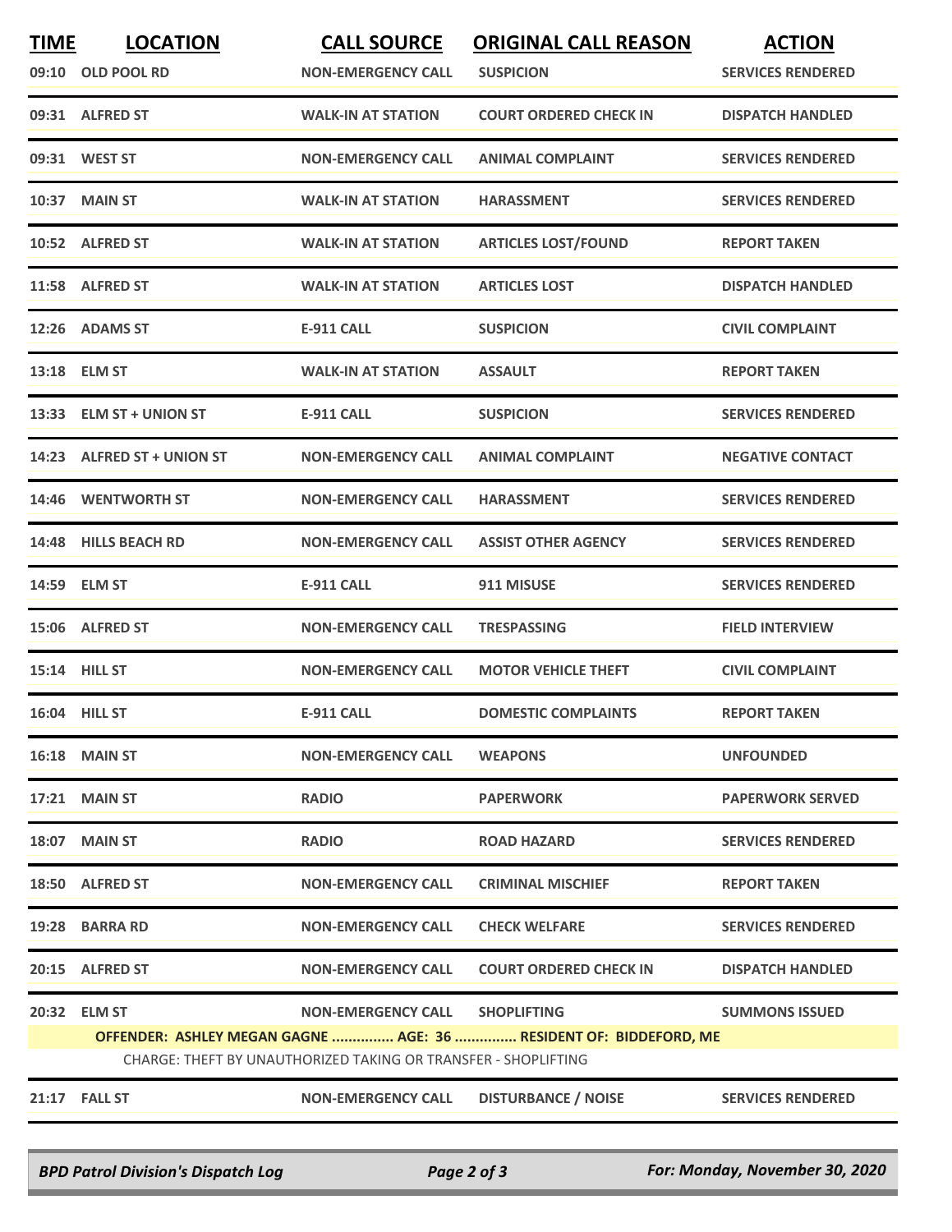| TIME | LOCATION | CALL SOURCE | ORIGINAL CALL REASON | ACTION |
|---|---|---|---|---|
| 09:10 | OLD POOL RD | NON-EMERGENCY CALL | SUSPICION | SERVICES RENDERED |
| 09:31 | ALFRED ST | WALK-IN AT STATION | COURT ORDERED CHECK IN | DISPATCH HANDLED |
| 09:31 | WEST ST | NON-EMERGENCY CALL | ANIMAL COMPLAINT | SERVICES RENDERED |
| 10:37 | MAIN ST | WALK-IN AT STATION | HARASSMENT | SERVICES RENDERED |
| 10:52 | ALFRED ST | WALK-IN AT STATION | ARTICLES LOST/FOUND | REPORT TAKEN |
| 11:58 | ALFRED ST | WALK-IN AT STATION | ARTICLES LOST | DISPATCH HANDLED |
| 12:26 | ADAMS ST | E-911 CALL | SUSPICION | CIVIL COMPLAINT |
| 13:18 | ELM ST | WALK-IN AT STATION | ASSAULT | REPORT TAKEN |
| 13:33 | ELM ST + UNION ST | E-911 CALL | SUSPICION | SERVICES RENDERED |
| 14:23 | ALFRED ST + UNION ST | NON-EMERGENCY CALL | ANIMAL COMPLAINT | NEGATIVE CONTACT |
| 14:46 | WENTWORTH ST | NON-EMERGENCY CALL | HARASSMENT | SERVICES RENDERED |
| 14:48 | HILLS BEACH RD | NON-EMERGENCY CALL | ASSIST OTHER AGENCY | SERVICES RENDERED |
| 14:59 | ELM ST | E-911 CALL | 911 MISUSE | SERVICES RENDERED |
| 15:06 | ALFRED ST | NON-EMERGENCY CALL | TRESPASSING | FIELD INTERVIEW |
| 15:14 | HILL ST | NON-EMERGENCY CALL | MOTOR VEHICLE THEFT | CIVIL COMPLAINT |
| 16:04 | HILL ST | E-911 CALL | DOMESTIC COMPLAINTS | REPORT TAKEN |
| 16:18 | MAIN ST | NON-EMERGENCY CALL | WEAPONS | UNFOUNDED |
| 17:21 | MAIN ST | RADIO | PAPERWORK | PAPERWORK SERVED |
| 18:07 | MAIN ST | RADIO | ROAD HAZARD | SERVICES RENDERED |
| 18:50 | ALFRED ST | NON-EMERGENCY CALL | CRIMINAL MISCHIEF | REPORT TAKEN |
| 19:28 | BARRA RD | NON-EMERGENCY CALL | CHECK WELFARE | SERVICES RENDERED |
| 20:15 | ALFRED ST | NON-EMERGENCY CALL | COURT ORDERED CHECK IN | DISPATCH HANDLED |
| 20:32 | ELM ST | NON-EMERGENCY CALL | SHOPLIFTING | SUMMONS ISSUED |
| | OFFENDER: ASHLEY MEGAN GAGNE ............... AGE: 36 ............... RESIDENT OF: BIDDEFORD, ME | | | |
| | CHARGE: THEFT BY UNAUTHORIZED TAKING OR TRANSFER - SHOPLIFTING | | | |
| 21:17 | FALL ST | NON-EMERGENCY CALL | DISTURBANCE / NOISE | SERVICES RENDERED |

*BPD Patrol Division's Dispatch Log* — *For: Monday, November 30, 2020*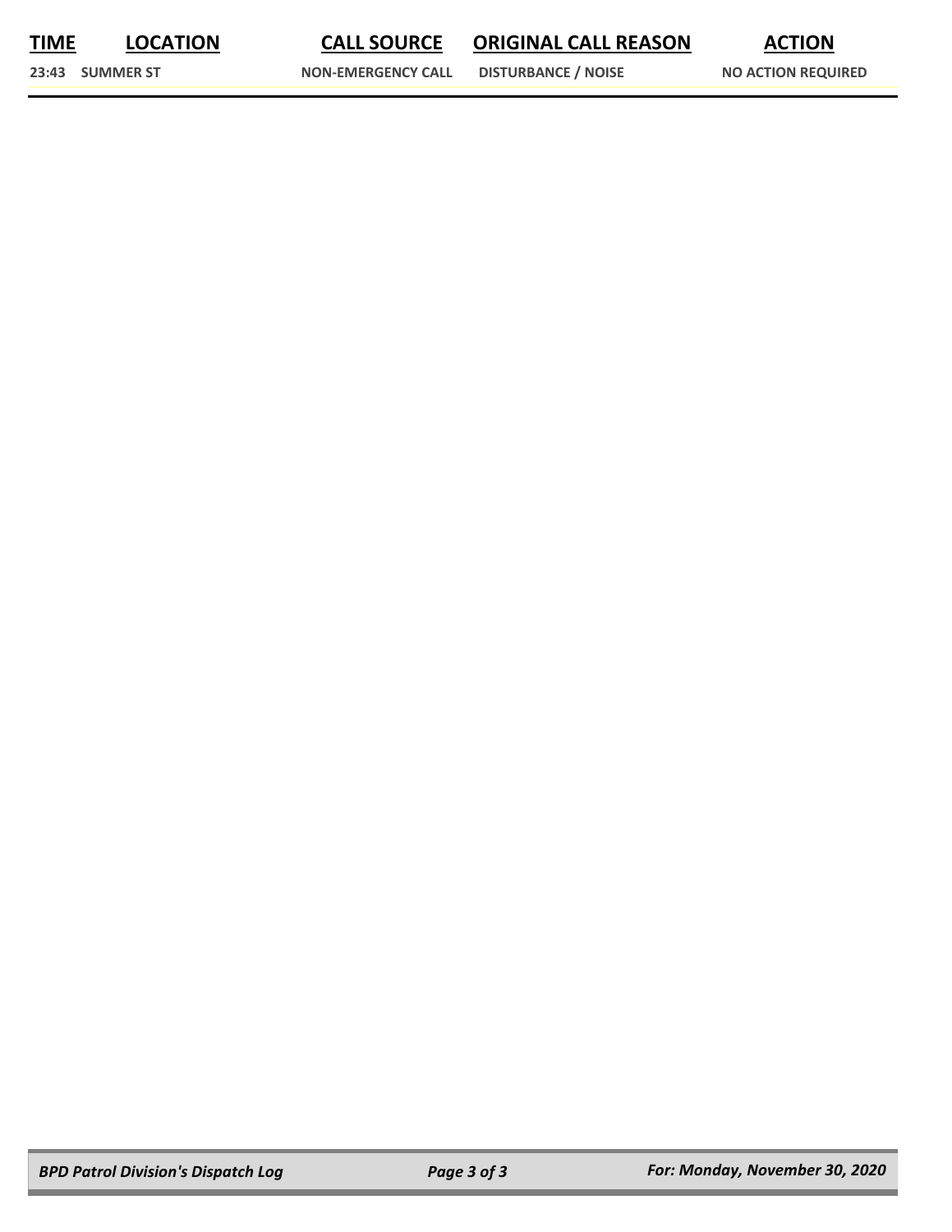| TIME | LOCATION | CALL SOURCE | ORIGINAL CALL REASON | ACTION |
|---|---|---|---|---|
| 23:43 | SUMMER ST | NON-EMERGENCY CALL | DISTURBANCE / NOISE | NO ACTION REQUIRED |